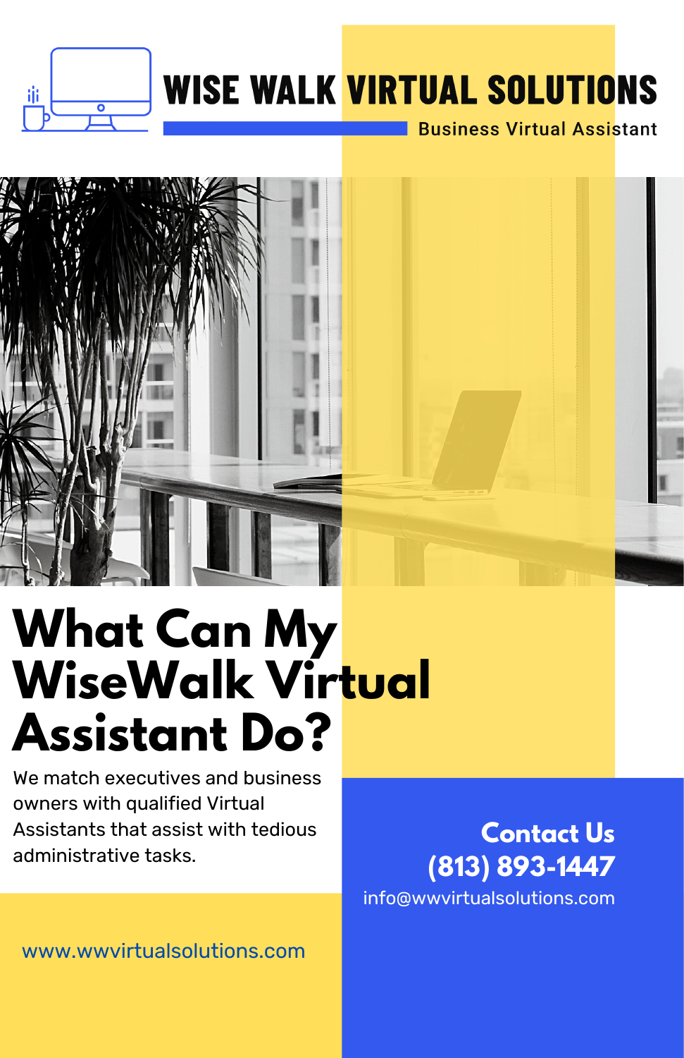# WISE WALK VIRTUAL SOLUTIONS

Business Virtual Assistant

## What Can My WiseWalk Virtual Assistant Do?

We match executives and business owners with qualified Virtual Assistants that assist with tedious administrative tasks.

**Contact Us**

**(813) 893-1447**

info@wwvirtualsolutions.com

www.wwvirtualsolutions.com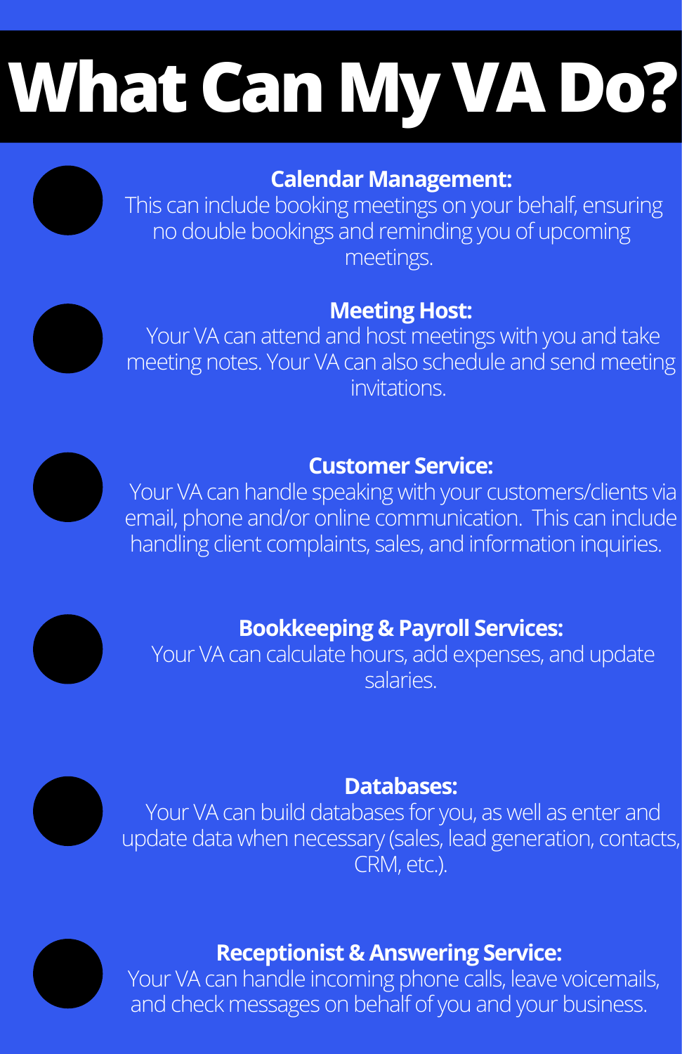# What Can My VA Do?

**Calendar Management:**
This can include booking meetings on your behalf, ensuring no double bookings and reminding you of upcoming meetings.

**Meeting Host:**
Your VA can attend and host meetings with you and take meeting notes. Your VA can also schedule and send meeting invitations.

**Customer Service:**
Your VA can handle speaking with your customers/clients via email, phone and/or online communication. This can include handling client complaints, sales, and information inquiries.

**Bookkeeping & Payroll Services:**
Your VA can calculate hours, add expenses, and update salaries.

**Databases:**
Your VA can build databases for you, as well as enter and update data when necessary (sales, lead generation, contacts, CRM, etc.).

**Receptionist & Answering Service:**
Your VA can handle incoming phone calls, leave voicemails, and check messages on behalf of you and your business.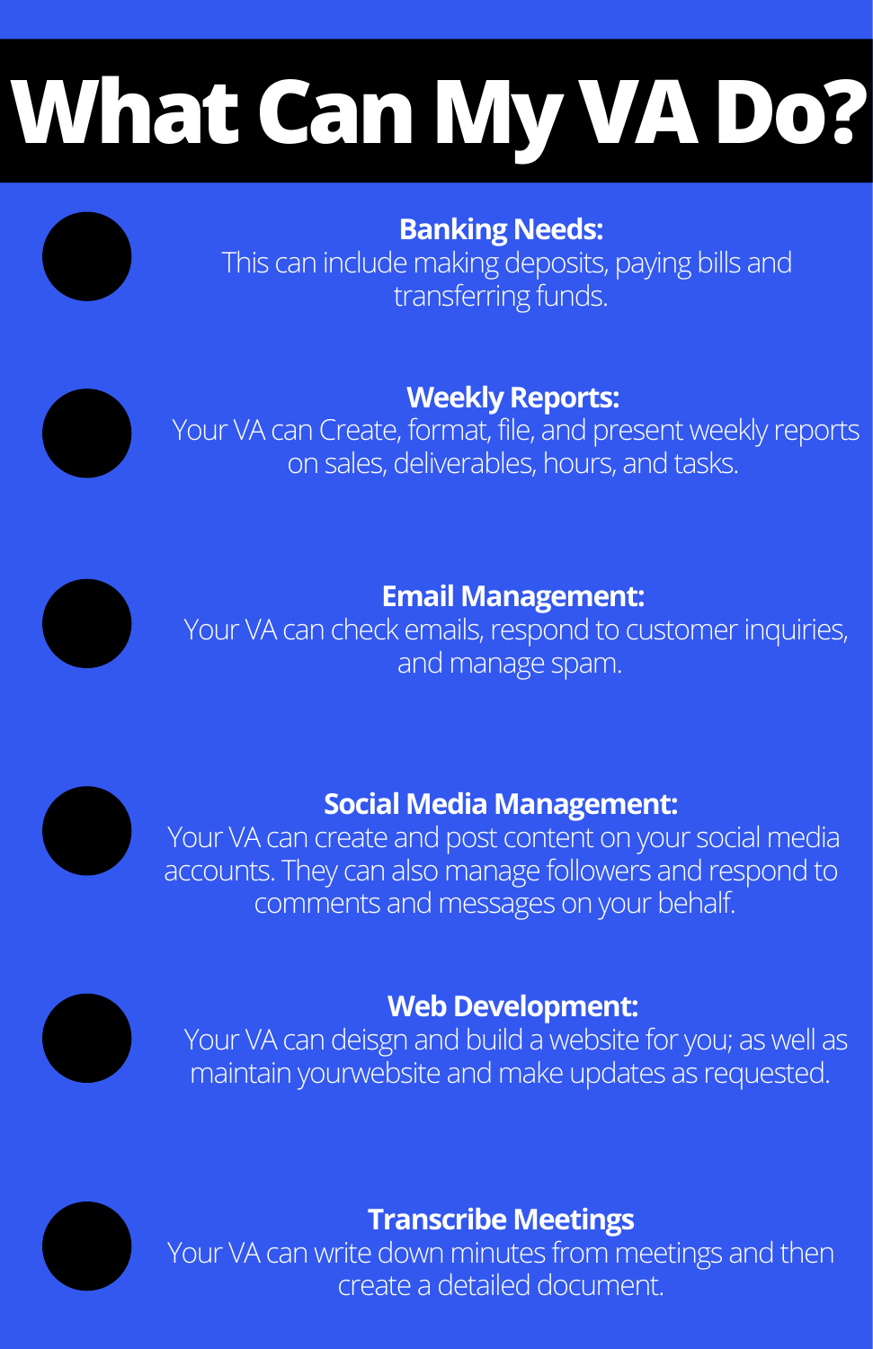# What Can My VA Do?

**Banking Needs:**
This can include making deposits, paying bills and transferring funds.

**Weekly Reports:**
Your VA can Create, format, file, and present weekly reports on sales, deliverables, hours, and tasks.

**Email Management:**
Your VA can check emails, respond to customer inquiries, and manage spam.

**Social Media Management:**
Your VA can create and post content on your social media accounts. They can also manage followers and respond to comments and messages on your behalf.

**Web Development:**
Your VA can deisgn and build a website for you; as well as maintain yourwebsite and make updates as requested.

**Transcribe Meetings**
Your VA can write down minutes from meetings and then create a detailed document.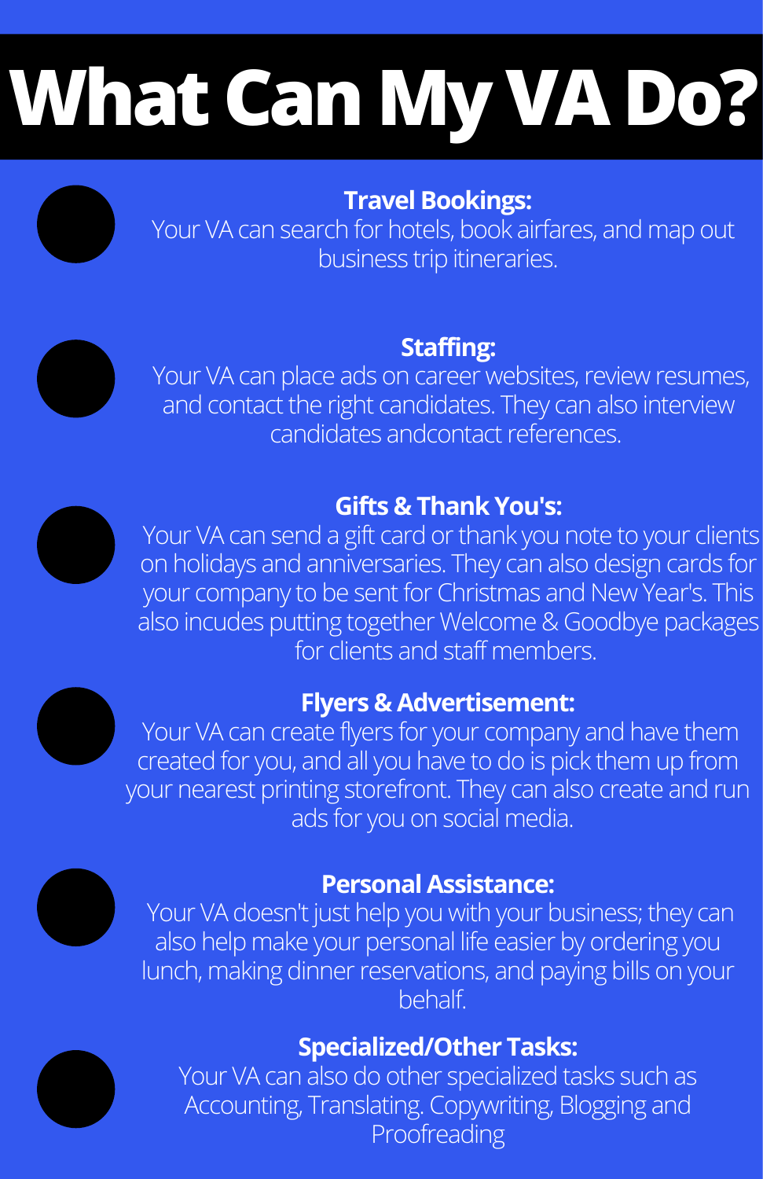# What Can My VA Do?

**Travel Bookings:**
Your VA can search for hotels, book airfares, and map out business trip itineraries.

**Staffing:**
Your VA can place ads on career websites, review resumes, and contact the right candidates. They can also interview candidates andcontact references.

**Gifts & Thank You's:**
Your VA can send a gift card or thank you note to your clients on holidays and anniversaries. They can also design cards for your company to be sent for Christmas and New Year's. This also incudes putting together Welcome & Goodbye packages for clients and staff members.

**Flyers & Advertisement:**
Your VA can create flyers for your company and have them created for you, and all you have to do is pick them up from your nearest printing storefront. They can also create and run ads for you on social media.

**Personal Assistance:**
Your VA doesn't just help you with your business; they can also help make your personal life easier by ordering you lunch, making dinner reservations, and paying bills on your behalf.

**Specialized/Other Tasks:**
Your VA can also do other specialized tasks such as Accounting, Translating. Copywriting, Blogging and Proofreading